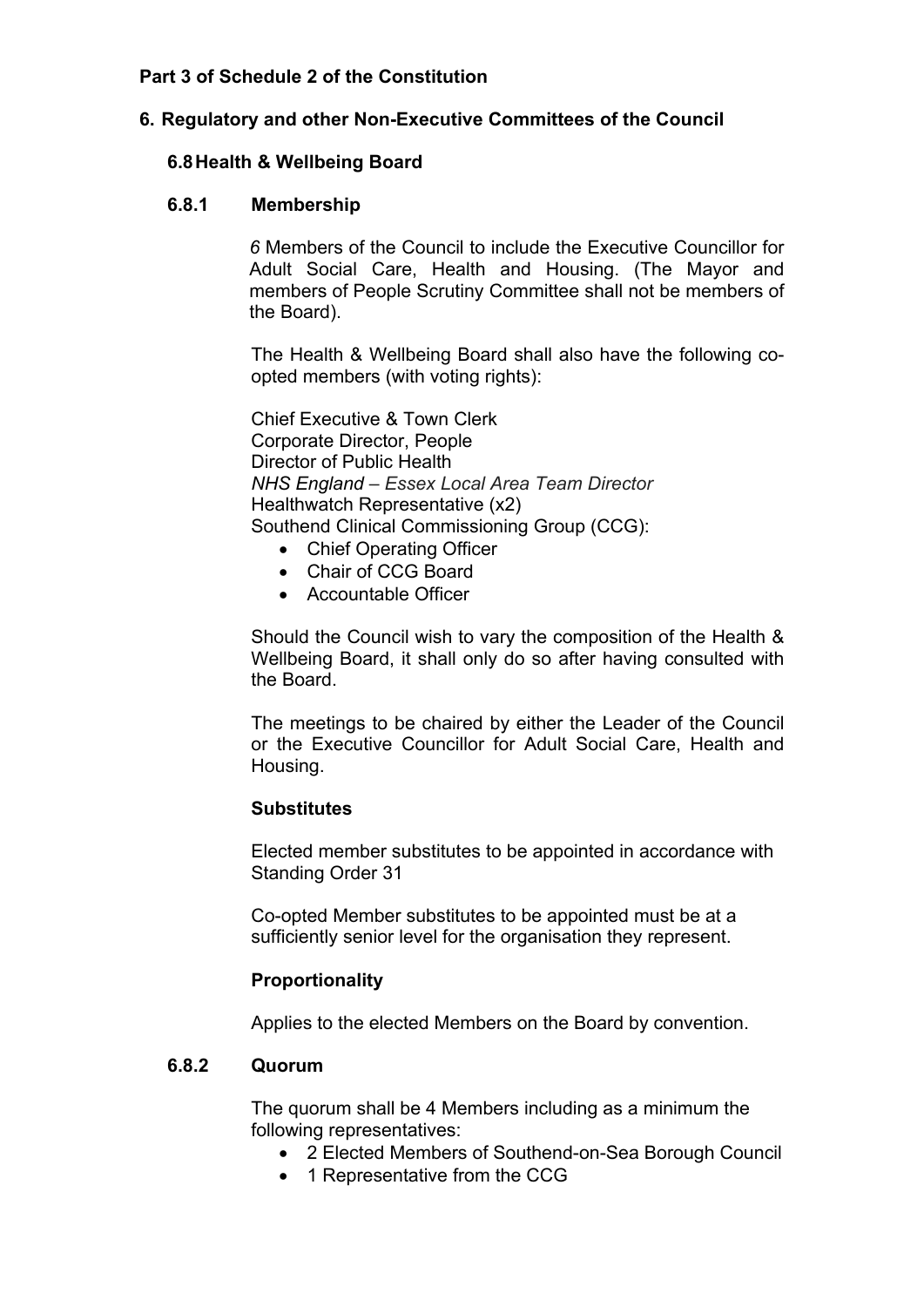**Part 3 of Schedule 2 of the Constitution**

## 6. Regulatory and other Non-Executive Committees of the Council

### 6.8 Health & Wellbeing Board

#### 6.8.1 Membership

*6* Members of the Council to include the Executive Councillor for Adult Social Care, Health and Housing. (The Mayor and members of People Scrutiny Committee shall not be members of the Board).

The Health & Wellbeing Board shall also have the following co-opted members (with voting rights):

Chief Executive & Town Clerk
Corporate Director, People
Director of Public Health
*NHS England – Essex Local Area Team Director*
Healthwatch Representative (x2)
Southend Clinical Commissioning Group (CCG):

- Chief Operating Officer
- Chair of CCG Board
- Accountable Officer

Should the Council wish to vary the composition of the Health & Wellbeing Board, it shall only do so after having consulted with the Board.

The meetings to be chaired by either the Leader of the Council or the Executive Councillor for Adult Social Care, Health and Housing.

**Substitutes**

Elected member substitutes to be appointed in accordance with Standing Order 31

Co-opted Member substitutes to be appointed must be at a sufficiently senior level for the organisation they represent.

**Proportionality**

Applies to the elected Members on the Board by convention.

#### 6.8.2 Quorum

The quorum shall be 4 Members including as a minimum the following representatives:

- 2 Elected Members of Southend-on-Sea Borough Council
- 1 Representative from the CCG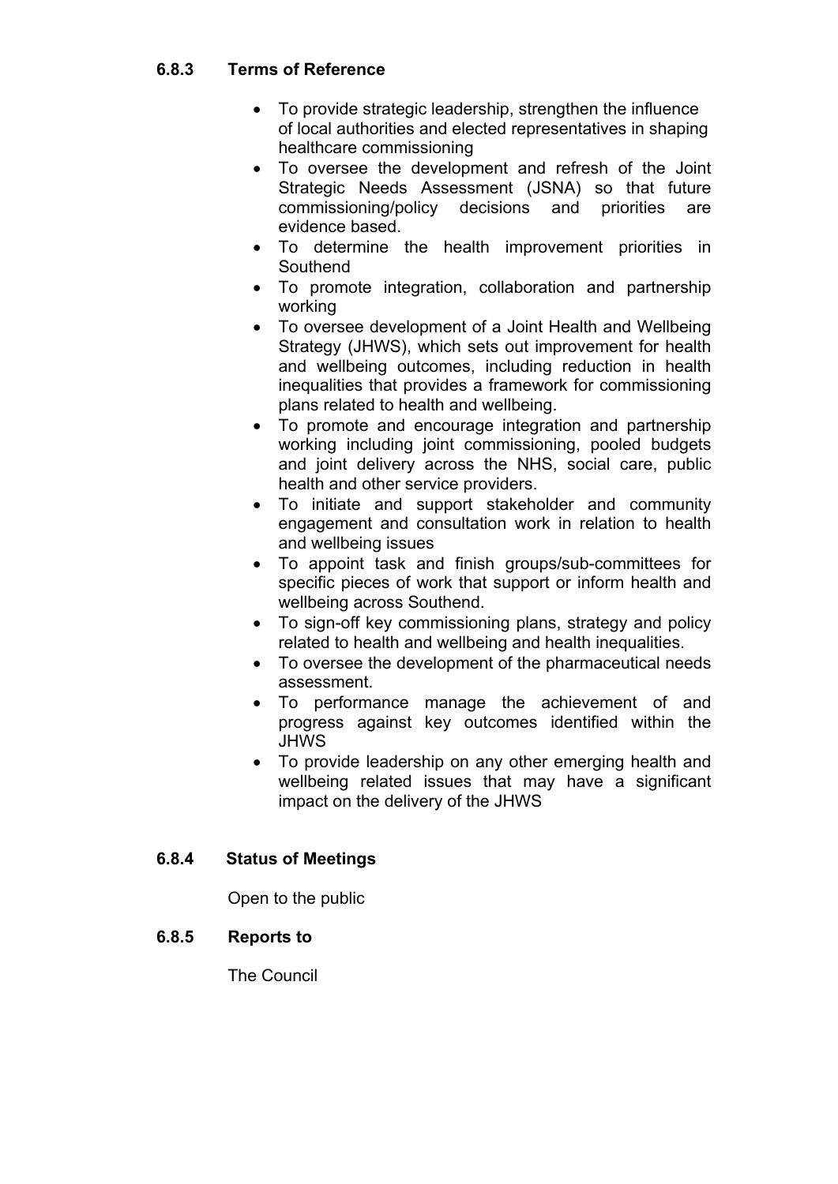### 6.8.3 Terms of Reference

- To provide strategic leadership, strengthen the influence of local authorities and elected representatives in shaping healthcare commissioning
- To oversee the development and refresh of the Joint Strategic Needs Assessment (JSNA) so that future commissioning/policy decisions and priorities are evidence based.
- To determine the health improvement priorities in Southend
- To promote integration, collaboration and partnership working
- To oversee development of a Joint Health and Wellbeing Strategy (JHWS), which sets out improvement for health and wellbeing outcomes, including reduction in health inequalities that provides a framework for commissioning plans related to health and wellbeing.
- To promote and encourage integration and partnership working including joint commissioning, pooled budgets and joint delivery across the NHS, social care, public health and other service providers.
- To initiate and support stakeholder and community engagement and consultation work in relation to health and wellbeing issues
- To appoint task and finish groups/sub-committees for specific pieces of work that support or inform health and wellbeing across Southend.
- To sign-off key commissioning plans, strategy and policy related to health and wellbeing and health inequalities.
- To oversee the development of the pharmaceutical needs assessment.
- To performance manage the achievement of and progress against key outcomes identified within the JHWS
- To provide leadership on any other emerging health and wellbeing related issues that may have a significant impact on the delivery of the JHWS

### 6.8.4 Status of Meetings

Open to the public

### 6.8.5 Reports to

The Council